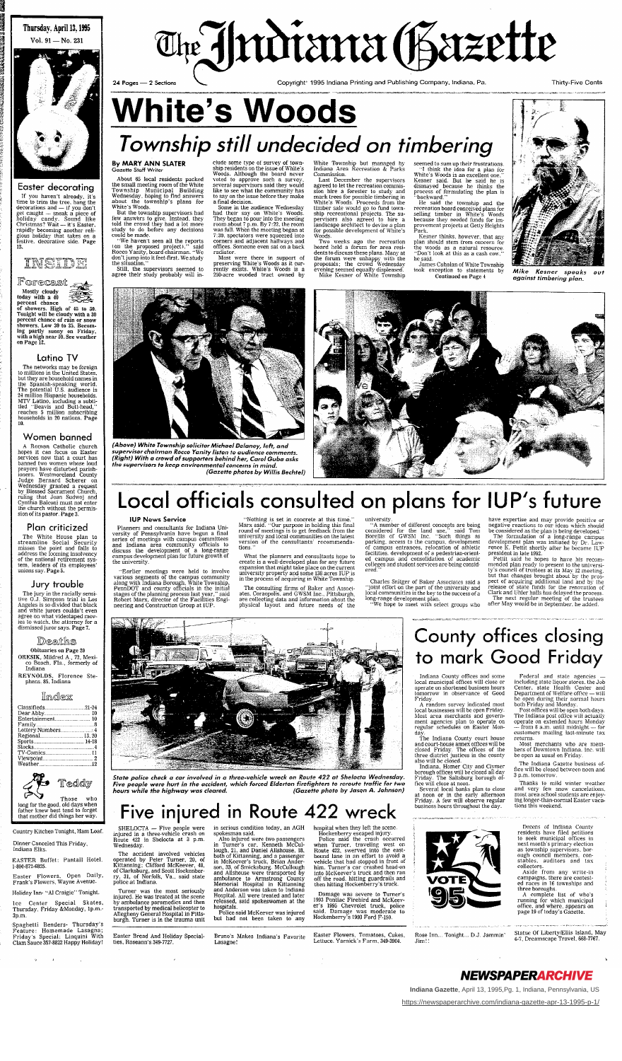Thursday, April 13, 1995

Vol. 91 — No. 231

# The Indiana Gazette

24 Pages — 2 Sections

Copyright 1995 Indiana Printing and Publishing Company, Indiana, Pa.

Thirty-Five Cents

### Easter decorating

If you haven't already, it's time to trim the tree, hang the decorations and — if you don't get caught — sneak a piece of holiday candy. Sound like Christmas? Wait — it's Easter, rapidly becoming another religious holiday that takes on a festive, decorative side. Page 13.

## INSIDE

### Forecast

Mostly cloudy today with a 40 percent chance of showers. High of 45 to 50. Tonight will be cloudy with a 30 percent chance of rain or snow showers. Low 30 to 35. Becoming partly sunny on Friday, with a high near 50. See weather on Page 12.

### Latino TV

The networks may be foreign to millions in the United States, but they are household names in the Spanish-speaking world. The potential U.S. audience is 24 million Hispanic households. MTV Latino, including a subtitled "Beavis and Butt-head," reaches 5 million subscribing households in 20 nations. Page 10.

### Women banned

A Roman Catholic church hopes it can focus on Easter services now that a court has banned two women whose loud prayers have disturbed parishioners. Westmoreland County Judge Bernard Scherer on Wednesday granted a request by Blessed Sacrament Church, ruling that Joan Sudwoj and Cynthia Balconi must not enter the church without the permission of its pastor. Page 3.

### Plan criticized

The White House plan to streamline Social Security misses the point and fails to address the looming insolvency of the national retirement system, leaders of its employees' unions say. Page 5.

### Jury trouble

The jury in the racially sensitive O.J. Simpson trial in Los Angeles is so divided that black and white jurors couldn't even agree on what videotaped movies to watch, the attorney for a dismissed juror says. Page 7.

### Deaths

Obituaries on Page 20

ORESIK, Mildred A., 72, Mexico Beach, Fla., formerly of Indiana

REYNOLDS, Florence Stephens, 85, Indiana

### Index

| | |
|---|---|
| Classifieds | 21-24 |
| Dear Abby | 10 |
| Entertainment | 10 |
| Family | 8 |
| Lottery Numbers | 4 |
| Regional | 13, 20 |
| Sports | 14-18 |
| Stocks | 6 |
| TV-Comics | 11 |
| Viewpoint | 2 |
| Weather | 12 |

### Teddy

Those who long for the good, old days when father knew best tend to forget that mother did things her way.

# White's Woods

## Township still undecided on timbering

By MARY ANN SLATER
Gazette Staff Writer

About 65 local residents packed the small meeting room of the White Township Municipal Building Wednesday, hoping to find answers about the township's plans for White's Woods.

But the township supervisors had few answers to give. Instead, they told the crowd they had a lot more study to do before any decisions could be made.

"We haven't seen all the reports (on the proposed project)," said Rocco Yanity, board chairman. "We don't jump into it feet-first. We study the situation."

Still, the supervisors seemed to agree their study probably will include some type of survey of township residents on the issue of White's Woods. Although the board never voted to approve such a survey, several supervisors said they would like to see what the community has to say on the issue before they make a final decision.

Some in the audience Wednesday had their say on White's Woods. They began to pour into the meeting room about 7 p.m. By 7:25, the room was full. When the meeting began at 7:30, spectators were squeezed into corners and adjacent hallways and offices. Someone even sat on a back radiator.

Most were there in support of preserving White's Woods as it currently exists. White's Woods is a 250-acre wooded tract owned by White Township but managed by Indiana Area Recreation & Parks Commission.

Last December the supervisors agreed to let the recreation commission hire a forester to study and mark trees for possible timbering in White's Woods. Proceeds from the timber sale would go to fund township recreational projects. The supervisors also agreed to hire a landscape architect to devise a plan for possible development of White's Woods.

Two weeks ago the recreation board held a forum for area residents to discuss these plans. Many at the forum were unhappy with the proposals; the crowd Wednesday evening seemed equally displeased.

Mike Kesner of White Township seemed to sum up their frustrations.

"I think the idea for a plan for White's Woods is an excellent one," Kesner said. But he said he is dismayed because he thinks the process of formulating the plan is "backward."

He said the township and the recreation board conceived plans for selling timber in White's Woods because they needed funds for improvement projects at Getty Heights Park.

Kesner thinks, however, that any plan should stem from concern for the woods as a natural resource. "Don't look at this as a cash cow," he said.

James Cahalan of White Township took exception to statements by

Continued on Page 4

*Mike Kesner speaks out against timbering plan.*

*(Above) White Township solicitor Michael Delaney, left, and supervisor chairman Rocco Yanity listen to audience comments. (Right) With a crowd of supporters behind her, Carol Guba asks the supervisors to keep environmental concerns in mind.*
*(Gazette photos by Willis Bechtel)*

# Local officials consulted on plans for IUP's future

IUP News Service

Planners and consultants for Indiana University of Pennsylvania have begun a final series of meetings with campus committees and Indiana area community officials to discuss the development of a long-range campus development plan for future growth of the university.

"Earlier meetings were held to involve various segments of the campus community along with Indiana Borough, White Township, PennDOT and county officials in the initial stages of the planning process last year," said Robert Marx, director of the Facilities Engineering and Construction Group at IUP.

"Nothing is set in concrete at this time," Marx said. "Our purpose in holding this final round of meetings is to get feedback from the university and local communities on the latest version of the consultants' recommendations."

What the planners and consultants hope to create is a well-developed plan for any future expansion that might take place on the current university property and some 138 acres IUP is in the process of acquiring in White Township.

The consulting firms of Baker and Associates, Coraopolis, and GWSM Inc., Pittsburgh, are collecting data and information about the physical layout and future needs of the university.

"A number of different concepts are being considered for the land use," said Tom Borellis of GWSM Inc. "Such things as parking, access to the campus, development of campus entrances, relocation of athletic facilities, development of a pedestrian-oriented campus and consolidation of academic colleges and student services are being considered."

Charles Snitger of Baker Associates said a "joint effort on the part of the university and local communities is the key to the success of a long-range development plan.

"We hope to meet with select groups who have expertise and may provide positive or negative reactions to our ideas which should be considered as the plan is being developed."

The formulation of a long-range campus development plan was initiated by Dr. Lawrence K. Pettit shortly after he became IUP president in late 1992.

Pettit said he hopes to have his recommended plan ready to present to the university's council of trustees at its May 12 meeting, but that changes brought about by the prospect of acquiring additional land and by the release of state funds for the renovation of Clark and Uhler halls has delayed the process.

The next regular meeting of the trustees after May would be in September, he added.

# County offices closing to mark Good Friday

Indiana County offices and some local municipal offices will close or operate on shortened business hours tomorrow in observance of Good Friday.

A random survey indicated most local businesses will be open Friday.

Most area merchants and government agencies plan to operate on regular schedules on Easter Monday.

The Indiana County court house and court-house annex offices will be closed Friday. The offices of the three district justices in the county also will be closed.

Indiana, Homer City and Clymer borough offices will be closed all day Friday. The Saltsburg borough office will close at noon.

Several local banks plan to close at noon or in the early afternoon Friday. A few will observe regular business hours throughout the day.

Federal and state agencies — including state liquor stores, the Job Center, state Health Center and Department of Welfare office — will be open during their normal hours both Friday and Monday.

Post offices will be open both days. The Indiana post office will actually operate on extended hours Monday — from 8 a.m. until midnight — for customers mailing last-minute tax returns.

Most merchants who are members of Downtown Indiana, Inc. will be open as usual on Friday.

The Indiana Gazette business office will be closed between noon and 3 p.m. tomorrow.

Thanks to mild winter weather and very few snow cancelations, most area school students are enjoying longer-than-normal Easter vacations this weekend.

*State police check a car involved in a three-vehicle wreck on Route 422 at Shelocta Wednesday. Five people were hurt in the accident, which forced Elderton firefighters to reroute traffic for two hours while the highway was cleared.* *(Gazette photo by Jason A. Johnson)*

# Five injured in Route 422 wreck

SHELOCTA — Five people were injured in a three-vehicle crash on Route 422 in Shelocta at 3 p.m. Wednesday.

The accident involved vehicles operated by Peter Turner, 20, of Kittanning; Clifford McKeever, 48, of Clarksburg, and Scott Hockenberry, 31, of Norfolk, Va., said state police at Indiana.

Turner was the most seriously injured. He was treated at the scene by ambulance paramedics and then transported by medical helicopter to Allegheny General Hospital in Pittsburgh. Turner is in the trauma unit in serious condition today, an AGH spokesman said.

Also injured were two passengers in Turner's car, Kenneth McCullough, 21, and Daniel Allshouse, 18, both of Kittanning, and a passenger in McKeever's truck, Brian Anderson, 33, of Smicksburg. McCullough and Allshouse were transported by ambulance to Armstrong County Memorial Hospital in Kittanning and Anderson was taken to Indiana Hospital. All were treated and later released, said spokeswomen at the hospitals.

Police said McKeever was injured but had not been taken to any hospital when they left the scene. Hockenberry escaped injury.

Police said the crash occurred when Turner, traveling west on Route 422, swerved into the eastbound lane in an effort to avoid a vehicle that had stopped in front of him. Turner's car crashed head-on into McKeever's truck and then ran off the road, hitting guardrails and then hitting Hockenberry's truck.

Damage was severe to Turner's 1990 Pontiac Firebird and McKeever's 1995 Chevrolet truck, police said. Damage was moderate to Hockenberry's 1993 Ford F-150.

VOTE '95

Dozens of Indiana County residents have filed petitions to seek municipal offices in next month's primary election as township supervisors, borough council members, constables, auditors and tax collectors.

Aside from any write-in campaigns, there are contested races in 16 townships and three boroughs.

A complete list of who's running for which municipal office, and where, appears on page 19 of today's Gazette.

Country Kitchen Tonight, Ham Loaf.

Dinner Canceled This Friday, Indiana Elks.

EASTER Buffet: Pantall Hotel. 1-800-872-6825.

Easter Flowers, Open Daily, Frank's Flowers, Wayne Avenue.

Holiday Inn- "Al Craigie" Tonight.

Ice Center Special Skates, Thursday, Friday &Monday, 1p.m.-3p.m.

Spaghetti Benders- Thursday's Feature: Homemade Lasagna; Friday's Special: Linquini With Clam Sauce 357-8822 Happy Holiday!

Easter Bread And Holiday Specialties, Roseann's 349-7727.

Bruno's Makes Indiana's Favorite Lasagne!

Easter Flowers, Tomatoes, Cukes, Lettuce, Yarnick's Farm, 349-2904.

Rose Inn... Tonight... D.J. Jammin' Jim!!

Statue Of Liberty/Ellis Island, May 6-7, Dreamscape Travel, 668-7767.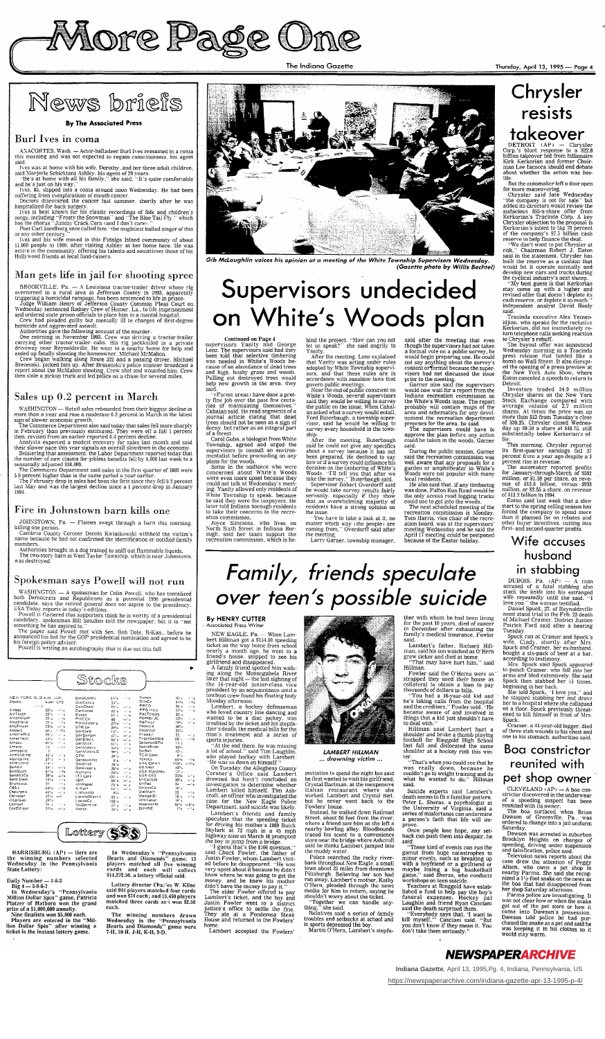# More Page One

The Indiana Gazette — Thursday, April 13, 1995 — Page 4

# News briefs

**By The Associated Press**

## Burl Ives in coma

ANACORTES, Wash. — Actor-balladeer Burl Ives remained in a coma this morning and was not expected to regain consciousness, his agent said.

Ives was at home with his wife, Dorothy, and her three adult children, said Marjorie Schicktanz Ashley, his agent of 29 years.

"He's at home with all his family," she said. "It's quite comfortable and he's just on his way."

Ives, 85, slipped into a coma around noon Wednesday. He had been suffering from complications of mouth cancer.

Doctors discovered the cancer last summer, shortly after he was hospitalized for back surgery.

Ives is best known for his classic recordings of folk and children's songs, including "Frosty the Snowman" and "The Blue Tail Fly," which has the chorus "Jimmy Crack Corn and I don't care."

Poet Carl Sandburg once called him "the mightiest ballad singer of this or any other century."

Ives and his wife moved to this Fidalgo Island community of about 11,000 people in 1990, after visiting Ashley at her home here. He was active in the community, offering his talents and sometimes those of his Hollywood friends at local fund-raisers.

## Man gets life in jail for shooting spree

BROOKVILLE, Pa. — A Louisiana tractor-trailer driver whose rig overturned in a rural area in Jefferson County in 1993, apparently triggering a homicidal rampage, has been sentenced to life in prison.

Judge William Henry of Jefferson County Common Pleas Court on Wednesday sentenced Rodney Crew of Homer, La., to life imprisonment and ordered state prison officials to place him in a mental hospital.

Crew had pleaded guilty but mentally ill to charges of first-degree homicide and aggravated assault.

Authorities gave the following account of the murder:

One morning in November 1993, Crew was driving a tractor-trailer carrying other tractor-trailer cabs. His rig jackknifed in a private driveway near Reynoldsville. He went to a nearby home for help and ended up fatally shooting the homeowner, Michael McMahon.

Crew began walking along Route 322 and a passing driver, Michael Brezenski, picked him up. After Brezenski's police scanner broadcast a report about the McMahon shooting, Crew shot and wounded him. Crew then stole a pickup truck and led police on a chase for several miles.

## Sales up 0.2 percent in March

WASHINGTON — Retail sales rebounded from their biggest decline in more than a year and rose a moderate 0.2 percent in March in the latest sign of slower economic growth.

The Commerce Department also said today that sales fell more sharply in February than previously estimated. They were off a full 1 percent then, revised from an earlier reported 0.4 percent decline.

Analysts expected a modest recovery for sales last month and said their slower pace this year signals an overall slowdown in the economy.

Bolstering that assessment, the Labor Department reported today that the number of new claims for jobless benefits fell by 4,000 last week to a seasonally adjusted 338,000.

The Commerce Department said sales in the first quarter of 1995 were 5.9 percent higher than in the same period a year earlier.

The February drop in sales had been the first since they fell 0.2 percent last May and was the largest decline since a 1 percent drop in January 1994.

## Fire in Johnstown barn kills one

JOHNSTOWN, Pa. — Flames swept through a barn this morning, killing one person.

Cambria County Coroner Dennis Kwiatkowski withheld the victim's name because he had not confirmed the identification or notified family members.

Authorities brought in a dog trained to sniff out flammable liquids.

The two-story barn in West Taylor Township, which is near Johnstown, was destroyed.

## Spokesman says Powell will not run

WASHINGTON — A spokesman for Colin Powell, who has tantalized both Democrats and Republicans as a potential 1996 presidential candidate, says the retired general does not aspire to the presidency, USA Today reports in today's editions.

Powell is flattered that supporters think he is worthy of a presidential candidacy, spokesman Bill Smullen told the newspaper, but it is "not something he has aspired to."

The paper said Powell met with Sen. Bob Dole, R-Kan., before he announced his bid for the GOP presidential nomination and agreed to be his foreign policy adviser.

Powell is writing an autobiography that is due out this fall.

## Stocks

NEW YORK (12:32 p.m.) (AP)

| Stocks | Last | Chg |
|---|---|---|
| Airtouch | | |
| AlcoStd | | |
| AlliedSig | | |
| AlliedPwr | | |
| Alcoa | | |
| AmerExp | | |
| Amoco | | |
| Armco | | |
| AmerHess | | |
| ArmWInd | | |
| AtlRich | | |
| AT&T | | |
| BankOne | | |
| BethStl | | |
| BethSteel | | |
| Brunswick | | |
| CBS | | |
| Chevron | | |
| Chrysler | | |
| CitiCorp | | |
| ConEd | | |
| DowChem | | |
| DuPont | | |
| EastKodak | | |
| Exxon | | |
| FordMot | | |
| GenElec | | |
| GenMotors | | |
| Goodyear | | |
| IBM | | |
| Kmart | | |
| Mobil | | |
| Merck | | |
| PPG | | |
| PennzEn | | |
| PepsiCo | | |
| Polaroid | | |
| ProctGamble | | |
| Sears | | |
| Texaco | | |
| USSteel | | |
| UnionCarbide | | |
| WalMart | | |
| Westinghouse | | |
| Xerox | | |
| Zenith | | |

## Lottery

HARRISBURG (AP) — Here are the winning numbers selected Wednesday in the Pennsylvania State Lottery:

Daily Number — 1-6-2

Big 4 — 5-0-6-7

In Wednesday's "Pennsylvania Million Dollar Spin" game, Patricia Platzer of Hatboro won the grand prize of a $1,000,000 annuity.

Nine finalists won $5,000 each.

Players are entered in the "Million Dollar Spin" after winning a ticket in the instant lottery game.

In Wednesday's "Pennsylvania Hearts and Diamonds" game, 13 players matched all five winning cards and each will collect $14,272.50, a lottery official said.

Lottery director Charles W. Kline said 944 players matched four cards and won $74 each; and 19,430 players matched three cards and won $2 each.

The winning numbers drawn Wednesday in the "Pennsylvania Hearts and Diamonds" game were 7-H, 10-H, J-H, K-H, 9-D.

*Gib McLaughlin voices his opinion at a meeting of the White Township Supervisors Wednesday. (Gazette photo by Willis Bechtel)*

# Supervisors undecided on White's Woods plan

**Continued on Page 4**

supervisors Vanity and George Lenz. The supervisors said that they been told that selective timbering was needed in White's Woods because of an abundance of dead trees and high, bushy grass and weeds. Pulling out destroyed trees would help new growth in the area, they said.

"(Forest areas) have done a pretty fine job over the past few centuries of maintaining themselves," Cahalan said. He read segments of a journal article stating that dead trees should not be seen as a sign of decay, but rather as an integral part of a forest.

Carol Guba, a biologist from White Township, agreed and urged the supervisors to consult an environmentalist before proceeding on any plans for the woods.

Some in the audience who were concerned about White's Woods were even more upset because they could not talk at Wednesday's meeting. Vanity allowed only residents of White Township to speak, because he said they were the taxpayers. He later told Indiana borough residents to take their concerns to the recreation commission.

Joyce Simmons, who lives on North Sixth Street in Indiana Borough, said her taxes support the recreation commission, which is behind the project. "How can you not let us speak?" she said angrily to Vanity.

After the meeting, Lenz explained that Vanity was acting under rules adopted by White Township supervisors, and that these rules are in accordance with sunshine laws that govern public meetings.

Near the end of public comment on White's Woods, several supervisors said they would be willing to survey the public on the issue. When Cahalan asked what a survey would entail, Ford Buterbaugh, a township supervisor, said he would be willing to survey every household in the township.

After the meeting, Buterbaugh said he could not give any specifics about a survey because it has not been prepared. He declined to say how or if a survey could influence his decision on the timbering of White's Woods. "I'll tell you that after we take the survey," Buterbaugh said.

Supervisor Robert Overdorff said he would take survey results fairly seriously, especially if they show that an overwhelming majority of residents have a strong opinion on the issue.

"You have to take a look at it, no matter which way (the people) are coming from," Overdorff said after the meeting.

Larry Garner, township manager, said after the meeting that even though the supervisors had not taken a formal vote on a public survey, he would begin preparing one. He could not say anything about the survey's content or format because the supervisors had not discussed the issue prior to the meeting.

Garner also said the supervisors would now wait for a report from the Indiana recreation commission on the White's Woods issue. The report probably will contain maps of the area and schematics for any development the recreation department proposes for the area, he said.

The supervisors would have to approve the plan before any action could be taken in the woods, Garner said.

During the public session, Garner said the recreation commission was well aware that any proposals for a garden or amphitheater in White's Woods were not popular with many local residents.

He also said that, if any timbering was done, Fulton Run Road would be the only access road logging trucks could use to get into the woods.

The next scheduled meeting of the recreation commission is Monday. Tom Harris, vice chair of the recreation board, was at the supervisors' meeting Wednesday and he said the April 17 meeting could be postponed because of the Easter holiday.

# Chrysler resists takeover

DETROIT (AP) — Chrysler Corp.'s blunt response to a $22.8 billion takeover bid from billionaire Kirk Kerkorian and former Chairman Lee Iacocca should end debate about whether the action was hostile.

But the automaker left a door open for more maneuvering.

Chrysler said late Wednesday "the company is not for sale" but added its directors would review the audacious $55-a-share offer from Kerkorian's Tracinda Corp. A key Chrysler objection to the proposal is Kerkorian's intent to tap 70 percent of the company's $7.5 billion cash reserve to help finance the deal.

"We don't want to put Chrysler at risk," Chairman Robert J. Eaton said in the statement. Chrysler has built the reserve as a cushion that would let it operate normally and develop new cars and trucks during the cyclical industry's next slump.

"My best guess is that Kerkorian may come up with a higher and revised offer that doesn't deplete its cash reserve, or deplete it as much," independent analyst David Healy said.

Tracinda executive Alex Yemenidjian, who speaks for the reclusive Kerkorian, did not immediately return telephone calls seeking reaction to Chrysler's rebuff.

The buyout offer was announced Wednesday morning in a Tracinda press release that landed like a bomb on Wall Street. It also disrupted the opening of a press preview at the New York Auto Show, where Eaton canceled a speech to return to Detroit.

Investors traded 34.9 million Chrysler shares on the New York Stock Exchange compared with average volume of 2.7 million shares. At times the price was up more than $13 from Tuesday's close of $39.25. Chrysler closed Wednesday up $9.50 a share at $48.75, still substantially below Kerkorian's offer.

This morning, Chrysler reported its first-quarter earnings fell 37 percent from a year ago despite a 3 percent rise in revenue.

The automaker reported profits for January-through-March of $592 million, or $1.59 per share, on revenue of $13.5 billion, versus $931 million, or $2.55 a share, on revenue of $13.2 billion in 1994.

Eaton said last week that a slow start to the spring selling season has forced the company to spend more than it planned for on rebates and other buyer incentives, cutting into first- and second-quarter profits.

# Wife accuses husband in stabbing

DUBOIS, Pa. (AP) — A man accused of a fatal stabbing also stuck the knife into his estranged wife repeatedly until she said, "I love you," the woman testified.

Daniel Spuck, 27, of Reynoldsville must stand trial in the Feb. 23 death of Michael Cramer, District Justice Patrick Ford said after a hearing Tuesday.

Spuck ran at Cramer and Spuck's wife, Cindy, shortly after Mrs. Spuck and Cramer, her ex-husband, bought a six-pack of beer at a bar, according to testimony.

Mrs. Spuck said Spuck appeared to punch Cramer, who fell into her arms and bled extensively. She said Spuck then stabbed her 11 times, beginning in her back.

She told Spuck, "I love you," and he stopped stabbing her and drove her to a hospital where she collapsed on a floor. Spuck previously threatened to kill himself in front of Mrs. Spuck.

Cramer, a 41-year-old logger, died of three stab wounds to his chest and one to his stomach, authorities said.

# Boa constrictor reunited with pet shop owner

CLEVELAND (AP) — A boa constrictor discovered in the underwear of a speeding suspect has been reunited with its owner.

The boa surfaced when Brian Dawson of Greenville, Pa., was ordered to change into a jail uniform Saturday.

Dawson was arrested in suburban Brooklyn Heights on charges of speeding, driving under suspension and falsification, police said.

Television news reports about the case drew the attention of Peggy Allison, who owns a pet shop in nearby Parma. She said she recognized a 1½-foot snake on the news as the boa that had disappeared from her shop Saturday afternoon.

Parma police are investigating. It was not clear how or when the snake got out of the pet store or how it came into Dawson's possession. Dawson told police he had purchased the snake as a pet and said he was keeping it in his clothes so it would stay warm.

# Family, friends speculate over teen's possible suicide

**By HENRY CUTTER**
Associated Press Writer

NEW EAGLE, Pa. — When Lambert Hillman got a $154.50 speeding ticket on the way home from school nearly a month ago, he went to a friend's house, stopped to see his girlfriend and disappeared.

A family friend spotted him walking along the Monongahela River later that night — the last sighting of the 16-year-old junior-class vice president by an acquaintance until a rowboat crew found his floating body Monday afternoon.

Lambert, a hockey defenseman who loved country line dancing and wanted to be a disc jockey, was troubled by the ticket and his stepfather's death, the medical bills for the man's treatment and a series of sports injuries.

"At the end there, he was missing a lot of school," said Tim Laughlin, who played hockey with Lambert. "He was so down on himself."

On Tuesday, the Allegheny County Coroner's Office said Lambert drowned but hasn't concluded an investigation to determine whether Lambert killed himself. Tim Ashcroft, an officer who investigated the case for the New Eagle Police Department, said suicide was likely.

Lambert's friends and family speculate that the speeding ticket for driving his mother's 1989 Buick Skylark at 72 mph in a 45 mph highway zone on March 16 prompted the boy to jump from a bridge.

"I guess that's the $100 question," said Chuck Fowler, the father of Justin Fowler, whom Lambert visited before he disappeared. "He was very upset about it because he didn't know where he was going to get the money, and he knew his mother didn't have the money to pay it."

The elder Fowler offered to pay Lambert's ticket, and the boy and Justin Fowler went to a district justice's office to settle the fine. They ate at a Ponderosa Steak House and returned to the Fowlers' home.

Lambert accepted the Fowlers' invitation to spend the night but said he first wanted to visit his girlfriend, Crystal Bartman, at the inexpensive Italian restaurant where she worked. Lambert and Crystal met, but he never went back to the Fowlers' house.

Instead, he walked down Railroad Street, about 50 feet from the river, where a friend saw him as she left a nearby bowling alley. Bloodhounds traced his scent to a convenience store near the bridge where Ashcroft said he thinks Lambert jumped into the muddy water.

Police searched the rocky riverbank throughout New Eagle, a small town about 25 miles from downtown Pittsburgh. Believing her son had run away, Lambert's mother, Kathy O'Hern, pleaded through the news media for him to return, saying he shouldn't worry about the ticket.

"Together we can handle anything," she said.

Relatives said a series of family troubles and setbacks at school and in sports depressed the boy.

Martin O'Hern, Lambert's stepfather with whom he had been living for the past 16 years, died of cancer in December after exhausting the family's medical insurance, Fowler said.

Lambert's father, Richard Hillman, said his son watched as O'Hern grew sicker and died at home.

"That may have hurt him," said Hillman.

Fowler said the O'Herns were so strapped they used their house as collateral to obtain a loan to pay thousands of dollars in bills.

"You had a 16-year-old kid and he's taking calls from the hospital and the creditors," Fowler said. "He became aware of and involved in things that a kid just shouldn't have to deal with."

Hillman said Lambert hurt a shoulder and broke a thumb playing football for Ringgold High School last fall and dislocated the same shoulder at a hockey rink this winter.

"That's when you could see that he was really down, because he couldn't go to weight training and do what he wanted to do," Hillman said.

Suicide experts said Lambert's death seems to fit a familiar pattern. Peter L. Sheras, a psychologist at the University of Virginia, said a series of misfortunes can undermine a person's faith that life will improve.

Once people lose hope, any setback can push them into despair, he said.

"These kind of events can run the gamut from huge catastrophes to minor events, such as breaking up with a boyfriend or a girlfriend or maybe losing a big basketball game," said Sheras, who conducts workshops on teen suicide.

Teachers at Ringgold have established a fund to help pay the boy's funeral expenses. Hockey pal Laughlin and friend Ryan Casciani said the death surprised them.

"Everybody says that, 'I want to kill myself,'" Casciani said. "But you don't know if they mean it. You don't take them seriously."

*LAMBERT HILLMAN ... drowning victim ...*